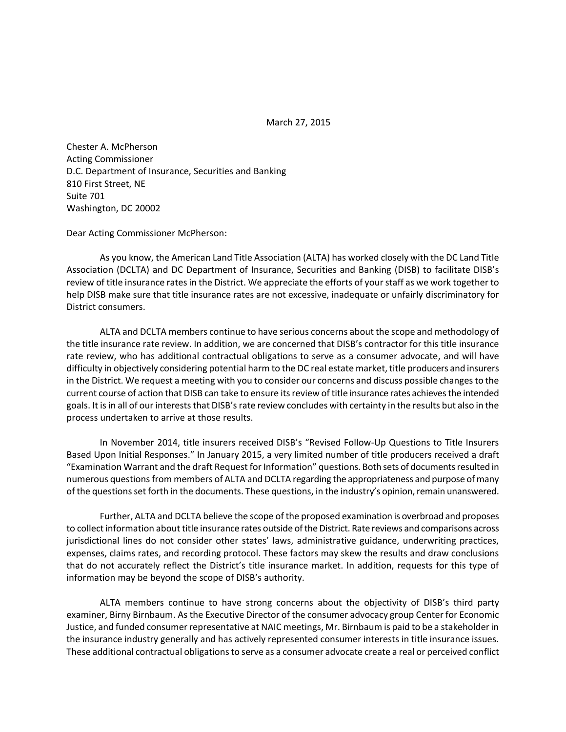March 27, 2015

Chester A. McPherson  
Acting Commissioner  
D.C. Department of Insurance, Securities and Banking  
810 First Street, NE  
Suite 701  
Washington, DC 20002

Dear Acting Commissioner McPherson:

As you know, the American Land Title Association (ALTA) has worked closely with the DC Land Title Association (DCLTA) and DC Department of Insurance, Securities and Banking (DISB) to facilitate DISB's review of title insurance rates in the District. We appreciate the efforts of your staff as we work together to help DISB make sure that title insurance rates are not excessive, inadequate or unfairly discriminatory for District consumers.

ALTA and DCLTA members continue to have serious concerns about the scope and methodology of the title insurance rate review. In addition, we are concerned that DISB's contractor for this title insurance rate review, who has additional contractual obligations to serve as a consumer advocate, and will have difficulty in objectively considering potential harm to the DC real estate market, title producers and insurers in the District. We request a meeting with you to consider our concerns and discuss possible changes to the current course of action that DISB can take to ensure its review of title insurance rates achieves the intended goals. It is in all of our interests that DISB's rate review concludes with certainty in the results but also in the process undertaken to arrive at those results.

In November 2014, title insurers received DISB's "Revised Follow-Up Questions to Title Insurers Based Upon Initial Responses." In January 2015, a very limited number of title producers received a draft "Examination Warrant and the draft Request for Information" questions. Both sets of documents resulted in numerous questions from members of ALTA and DCLTA regarding the appropriateness and purpose of many of the questions set forth in the documents. These questions, in the industry's opinion, remain unanswered.

Further, ALTA and DCLTA believe the scope of the proposed examination is overbroad and proposes to collect information about title insurance rates outside of the District. Rate reviews and comparisons across jurisdictional lines do not consider other states' laws, administrative guidance, underwriting practices, expenses, claims rates, and recording protocol. These factors may skew the results and draw conclusions that do not accurately reflect the District's title insurance market. In addition, requests for this type of information may be beyond the scope of DISB's authority.

ALTA members continue to have strong concerns about the objectivity of DISB's third party examiner, Birny Birnbaum. As the Executive Director of the consumer advocacy group Center for Economic Justice, and funded consumer representative at NAIC meetings, Mr. Birnbaum is paid to be a stakeholder in the insurance industry generally and has actively represented consumer interests in title insurance issues. These additional contractual obligations to serve as a consumer advocate create a real or perceived conflict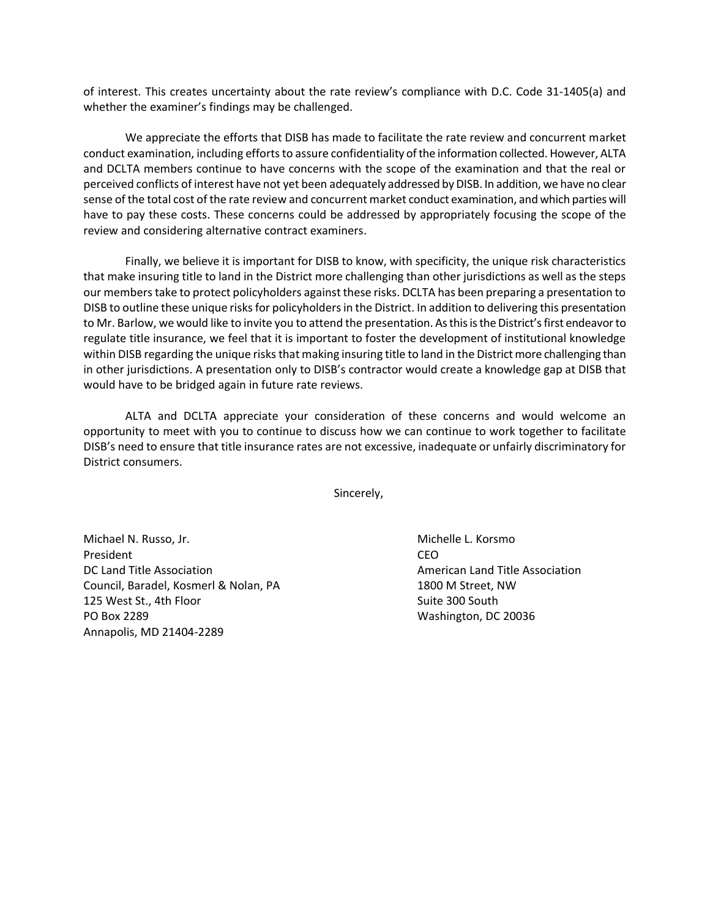of interest. This creates uncertainty about the rate review's compliance with D.C. Code 31-1405(a) and whether the examiner's findings may be challenged.

We appreciate the efforts that DISB has made to facilitate the rate review and concurrent market conduct examination, including efforts to assure confidentiality of the information collected. However, ALTA and DCLTA members continue to have concerns with the scope of the examination and that the real or perceived conflicts of interest have not yet been adequately addressed by DISB. In addition, we have no clear sense of the total cost of the rate review and concurrent market conduct examination, and which parties will have to pay these costs. These concerns could be addressed by appropriately focusing the scope of the review and considering alternative contract examiners.

Finally, we believe it is important for DISB to know, with specificity, the unique risk characteristics that make insuring title to land in the District more challenging than other jurisdictions as well as the steps our members take to protect policyholders against these risks. DCLTA has been preparing a presentation to DISB to outline these unique risks for policyholders in the District. In addition to delivering this presentation to Mr. Barlow, we would like to invite you to attend the presentation. As this is the District's first endeavor to regulate title insurance, we feel that it is important to foster the development of institutional knowledge within DISB regarding the unique risks that making insuring title to land in the District more challenging than in other jurisdictions. A presentation only to DISB's contractor would create a knowledge gap at DISB that would have to be bridged again in future rate reviews.

ALTA and DCLTA appreciate your consideration of these concerns and would welcome an opportunity to meet with you to continue to discuss how we can continue to work together to facilitate DISB's need to ensure that title insurance rates are not excessive, inadequate or unfairly discriminatory for District consumers.

Sincerely,

Michael N. Russo, Jr.
President
DC Land Title Association
Council, Baradel, Kosmerl & Nolan, PA
125 West St., 4th Floor
PO Box 2289
Annapolis, MD 21404-2289

Michelle L. Korsmo
CEO
American Land Title Association
1800 M Street, NW
Suite 300 South
Washington, DC 20036